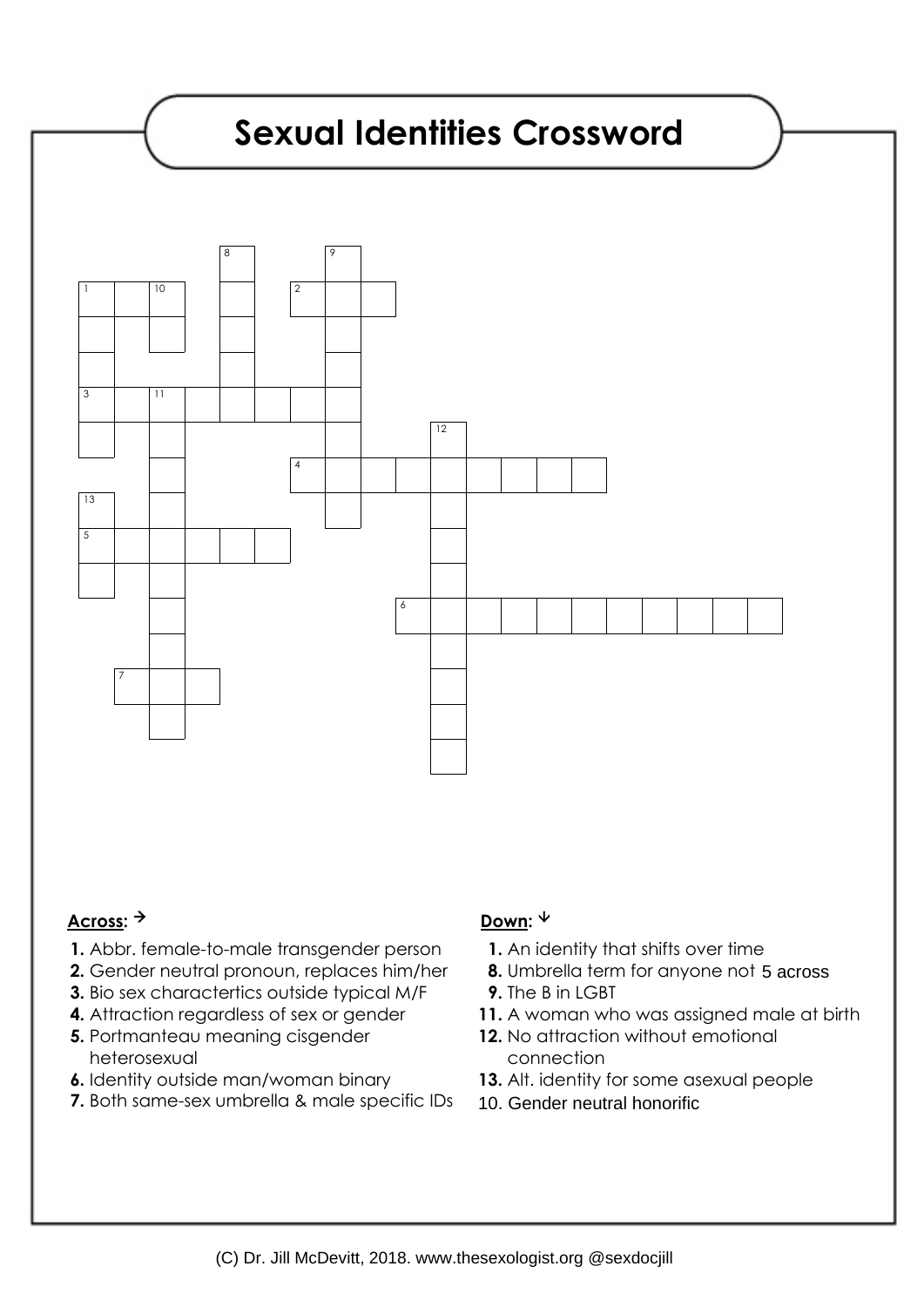# Sexual Identities Crossword

**Across:** →

1. Abbr. female-to-male transgender person
2. Gender neutral pronoun, replaces him/her
3. Bio sex charactertics outside typical M/F
4. Attraction regardless of sex or gender
5. Portmanteau meaning cisgender heterosexual
6. Identity outside man/woman binary
7. Both same-sex umbrella & male specific IDs

**Down:** ↓

1. An identity that shifts over time
8. Umbrella term for anyone not 5 across
9. The B in LGBT
11. A woman who was assigned male at birth
12. No attraction without emotional connection
13. Alt. identity for some asexual people
10. Gender neutral honorific

(C) Dr. Jill McDevitt, 2018. www.thesexologist.org @sexdocjill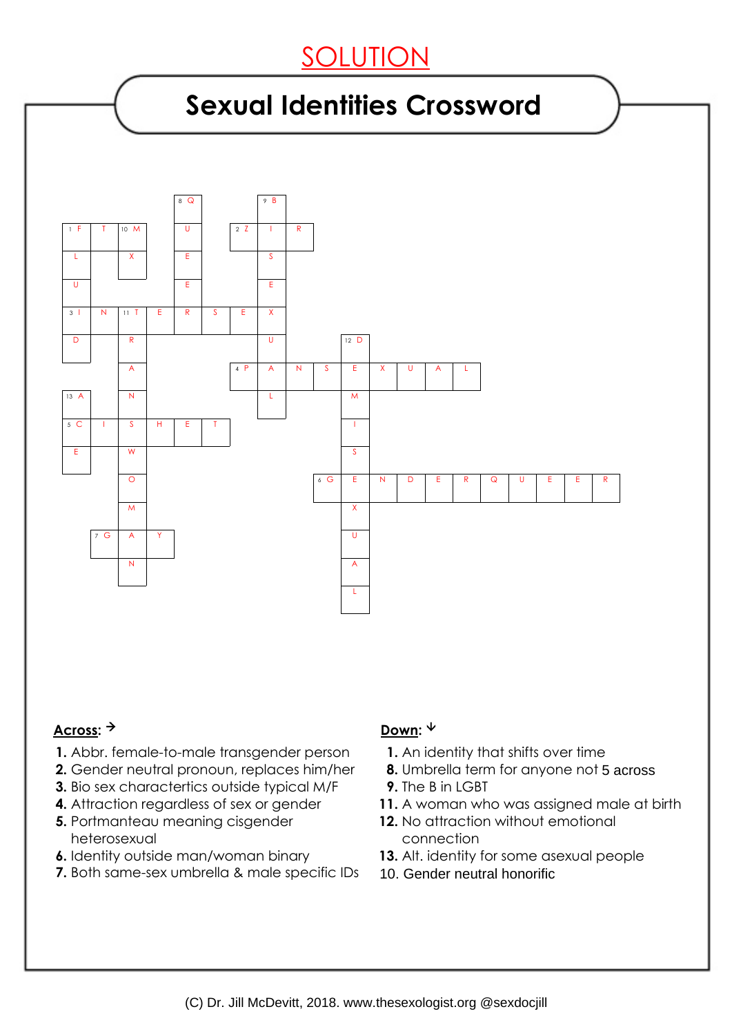SOLUTION

# Sexual Identities Crossword

**Across:** →

1. Abbr. female-to-male transgender person
2. Gender neutral pronoun, replaces him/her
3. Bio sex charactertics outside typical M/F
4. Attraction regardless of sex or gender
5. Portmanteau meaning cisgender heterosexual
6. Identity outside man/woman binary
7. Both same-sex umbrella & male specific IDs

**Down:** ↓

1. An identity that shifts over time
8. Umbrella term for anyone not 5 across
9. The B in LGBT
11. A woman who was assigned male at birth
12. No attraction without emotional connection
13. Alt. identity for some asexual people
10. Gender neutral honorific

(C) Dr. Jill McDevitt, 2018. www.thesexologist.org @sexdocjill